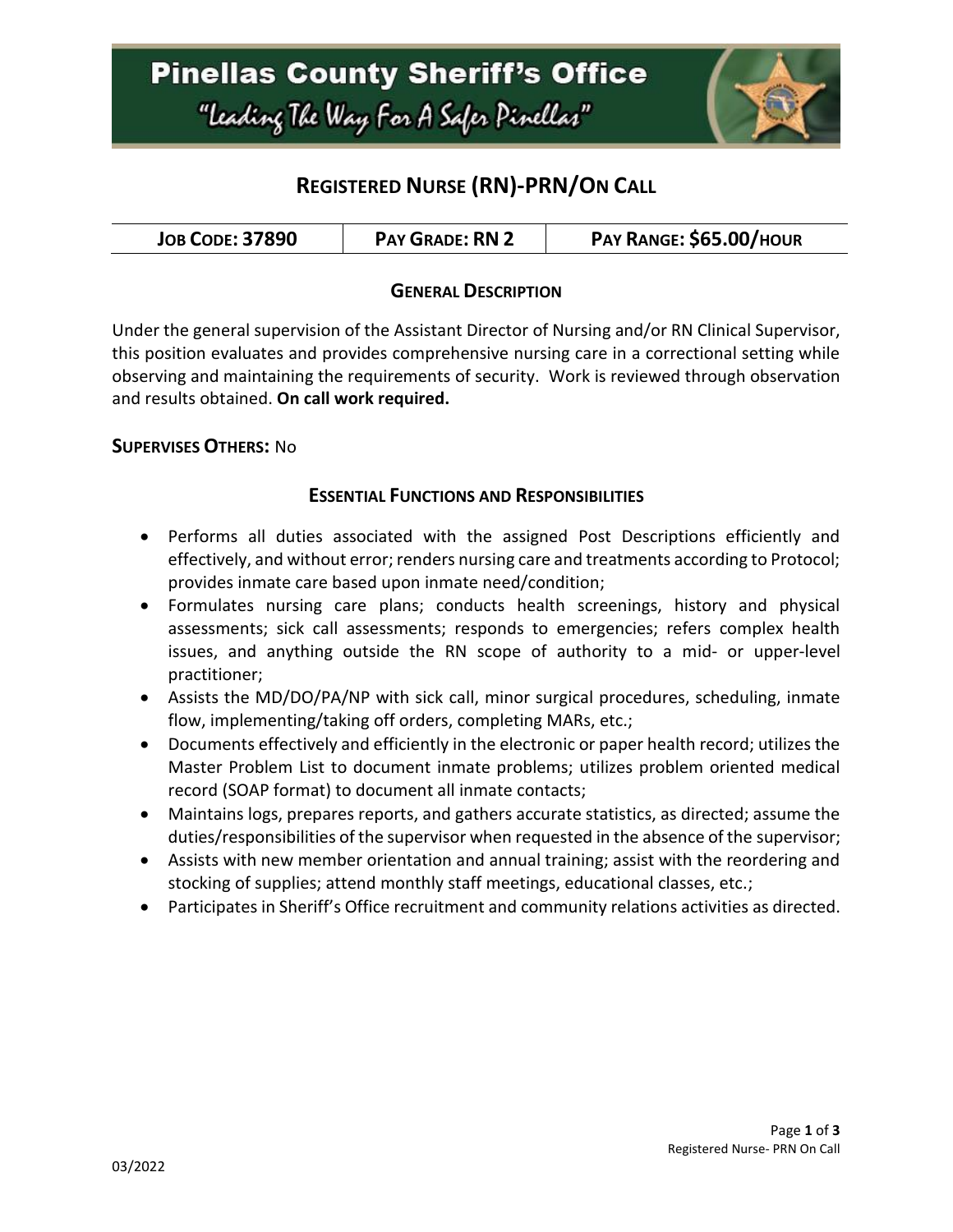# Pinellas County Sheriff's Office

*"Leading The Way For A Safer Pinellas"*

## Registered Nurse (RN)-PRN/On Call

| Job Code: 37890 | Pay Grade: RN 2 | Pay Range: $65.00/hour |
|---|---|---|

### General Description

Under the general supervision of the Assistant Director of Nursing and/or RN Clinical Supervisor, this position evaluates and provides comprehensive nursing care in a correctional setting while observing and maintaining the requirements of security. Work is reviewed through observation and results obtained. **On call work required.**

**Supervises Others:** No

### Essential Functions and Responsibilities

- Performs all duties associated with the assigned Post Descriptions efficiently and effectively, and without error; renders nursing care and treatments according to Protocol; provides inmate care based upon inmate need/condition;
- Formulates nursing care plans; conducts health screenings, history and physical assessments; sick call assessments; responds to emergencies; refers complex health issues, and anything outside the RN scope of authority to a mid- or upper-level practitioner;
- Assists the MD/DO/PA/NP with sick call, minor surgical procedures, scheduling, inmate flow, implementing/taking off orders, completing MARs, etc.;
- Documents effectively and efficiently in the electronic or paper health record; utilizes the Master Problem List to document inmate problems; utilizes problem oriented medical record (SOAP format) to document all inmate contacts;
- Maintains logs, prepares reports, and gathers accurate statistics, as directed; assume the duties/responsibilities of the supervisor when requested in the absence of the supervisor;
- Assists with new member orientation and annual training; assist with the reordering and stocking of supplies; attend monthly staff meetings, educational classes, etc.;
- Participates in Sheriff's Office recruitment and community relations activities as directed.

03/2022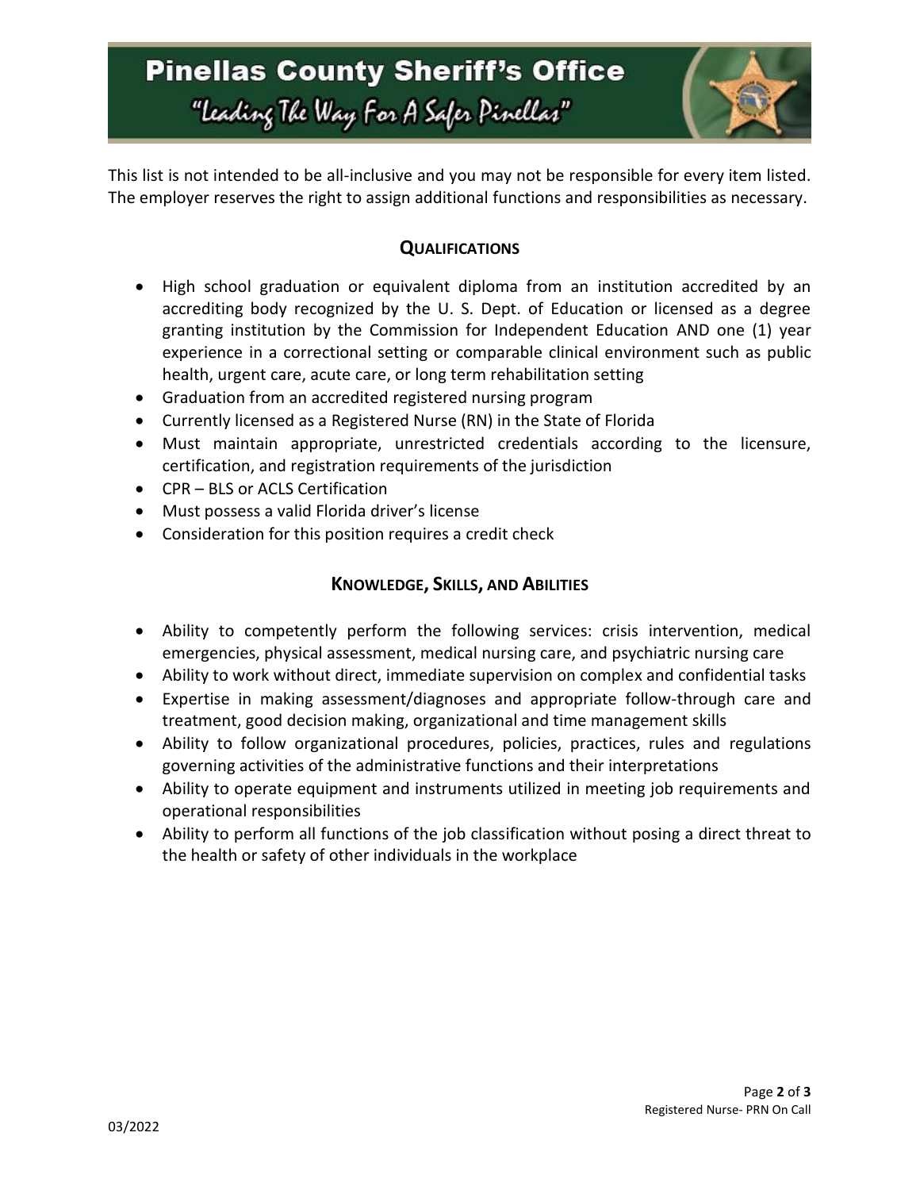This list is not intended to be all-inclusive and you may not be responsible for every item listed. The employer reserves the right to assign additional functions and responsibilities as necessary.

## QUALIFICATIONS

- High school graduation or equivalent diploma from an institution accredited by an accrediting body recognized by the U. S. Dept. of Education or licensed as a degree granting institution by the Commission for Independent Education AND one (1) year experience in a correctional setting or comparable clinical environment such as public health, urgent care, acute care, or long term rehabilitation setting
- Graduation from an accredited registered nursing program
- Currently licensed as a Registered Nurse (RN) in the State of Florida
- Must maintain appropriate, unrestricted credentials according to the licensure, certification, and registration requirements of the jurisdiction
- CPR – BLS or ACLS Certification
- Must possess a valid Florida driver's license
- Consideration for this position requires a credit check

## KNOWLEDGE, SKILLS, AND ABILITIES

- Ability to competently perform the following services: crisis intervention, medical emergencies, physical assessment, medical nursing care, and psychiatric nursing care
- Ability to work without direct, immediate supervision on complex and confidential tasks
- Expertise in making assessment/diagnoses and appropriate follow-through care and treatment, good decision making, organizational and time management skills
- Ability to follow organizational procedures, policies, practices, rules and regulations governing activities of the administrative functions and their interpretations
- Ability to operate equipment and instruments utilized in meeting job requirements and operational responsibilities
- Ability to perform all functions of the job classification without posing a direct threat to the health or safety of other individuals in the workplace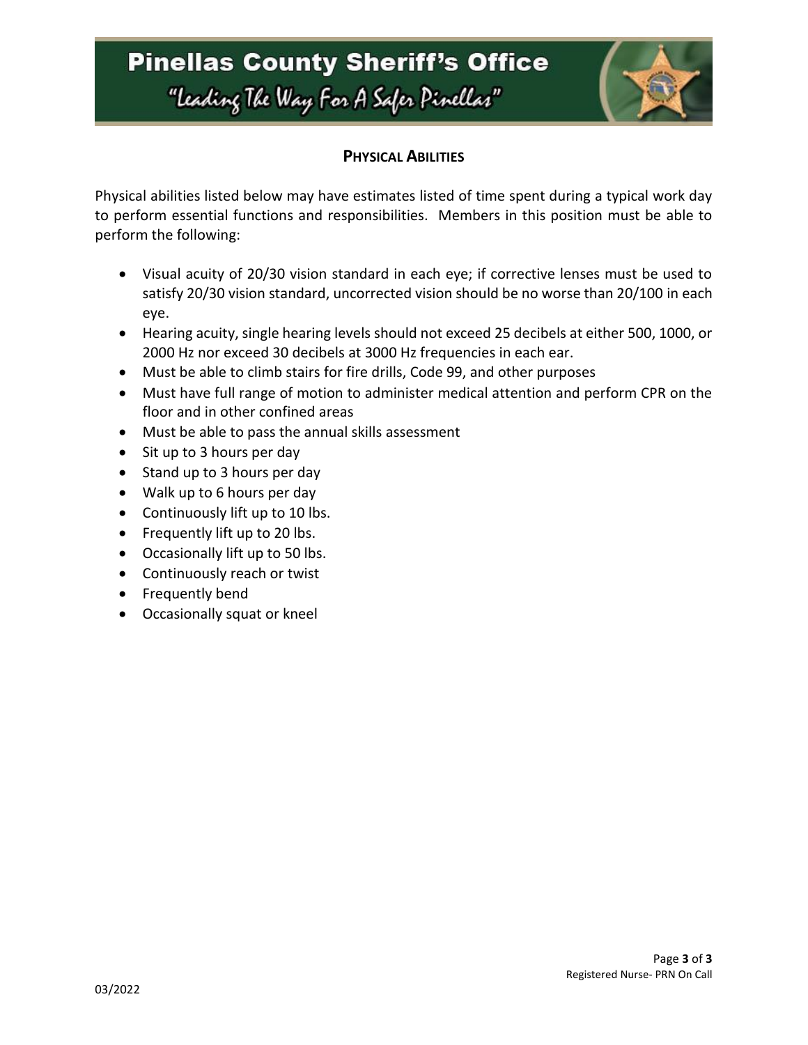## Physical Abilities

Physical abilities listed below may have estimates listed of time spent during a typical work day to perform essential functions and responsibilities. Members in this position must be able to perform the following:

- Visual acuity of 20/30 vision standard in each eye; if corrective lenses must be used to satisfy 20/30 vision standard, uncorrected vision should be no worse than 20/100 in each eye.
- Hearing acuity, single hearing levels should not exceed 25 decibels at either 500, 1000, or 2000 Hz nor exceed 30 decibels at 3000 Hz frequencies in each ear.
- Must be able to climb stairs for fire drills, Code 99, and other purposes
- Must have full range of motion to administer medical attention and perform CPR on the floor and in other confined areas
- Must be able to pass the annual skills assessment
- Sit up to 3 hours per day
- Stand up to 3 hours per day
- Walk up to 6 hours per day
- Continuously lift up to 10 lbs.
- Frequently lift up to 20 lbs.
- Occasionally lift up to 50 lbs.
- Continuously reach or twist
- Frequently bend
- Occasionally squat or kneel